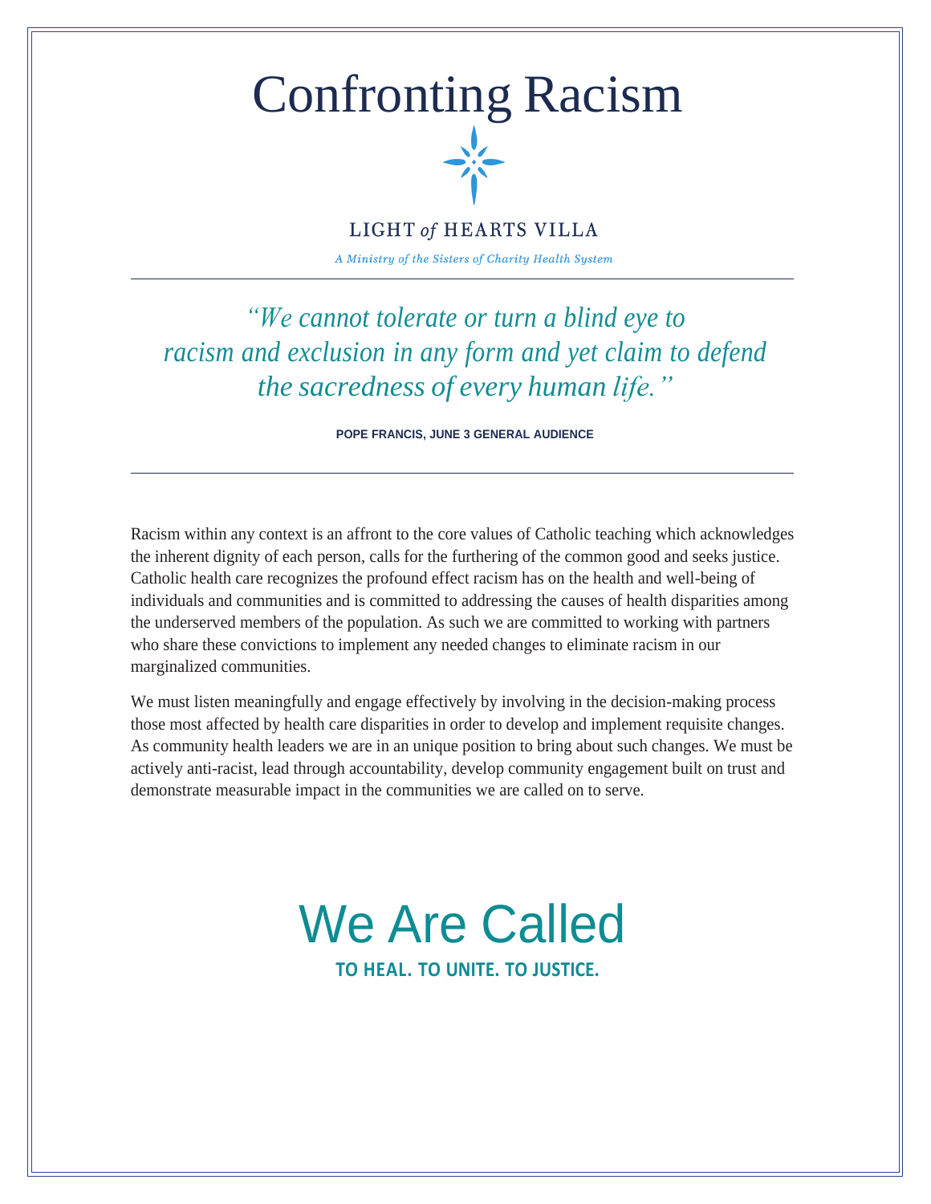# Confronting Racism

LIGHT *of* HEARTS VILLA

*A Ministry of the Sisters of Charity Health System*

---

*"We cannot tolerate or turn a blind eye to racism and exclusion in any form and yet claim to defend the sacredness of every human life."*

**POPE FRANCIS, JUNE 3 GENERAL AUDIENCE**

---

Racism within any context is an affront to the core values of Catholic teaching which acknowledges the inherent dignity of each person, calls for the furthering of the common good and seeks justice. Catholic health care recognizes the profound effect racism has on the health and well-being of individuals and communities and is committed to addressing the causes of health disparities among the underserved members of the population. As such we are committed to working with partners who share these convictions to implement any needed changes to eliminate racism in our marginalized communities.

We must listen meaningfully and engage effectively by involving in the decision-making process those most affected by health care disparities in order to develop and implement requisite changes. As community health leaders we are in an unique position to bring about such changes. We must be actively anti-racist, lead through accountability, develop community engagement built on trust and demonstrate measurable impact in the communities we are called on to serve.

## We Are Called

**TO HEAL. TO UNITE. TO JUSTICE.**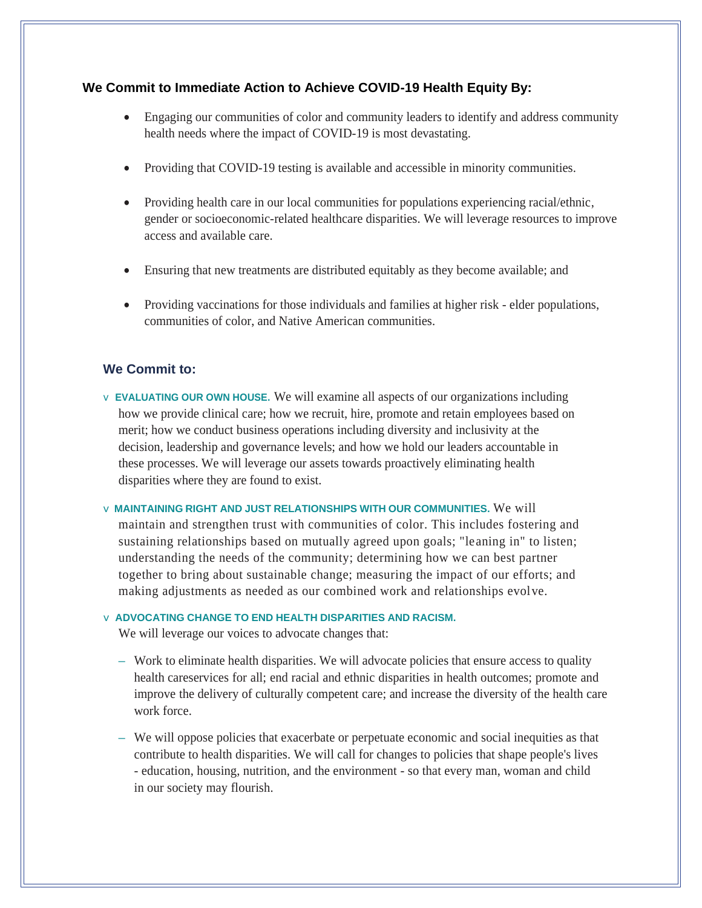### We Commit to Immediate Action to Achieve COVID-19 Health Equity By:

- Engaging our communities of color and community leaders to identify and address community health needs where the impact of COVID-19 is most devastating.
- Providing that COVID-19 testing is available and accessible in minority communities.
- Providing health care in our local communities for populations experiencing racial/ethnic, gender or socioeconomic-related healthcare disparities. We will leverage resources to improve access and available care.
- Ensuring that new treatments are distributed equitably as they become available; and
- Providing vaccinations for those individuals and families at higher risk - elder populations, communities of color, and Native American communities.

### We Commit to:

- **EVALUATING OUR OWN HOUSE.** We will examine all aspects of our organizations including how we provide clinical care; how we recruit, hire, promote and retain employees based on merit; how we conduct business operations including diversity and inclusivity at the decision, leadership and governance levels; and how we hold our leaders accountable in these processes. We will leverage our assets towards proactively eliminating health disparities where they are found to exist.
- **MAINTAINING RIGHT AND JUST RELATIONSHIPS WITH OUR COMMUNITIES.** We will maintain and strengthen trust with communities of color. This includes fostering and sustaining relationships based on mutually agreed upon goals; "leaning in" to listen; understanding the needs of the community; determining how we can best partner together to bring about sustainable change; measuring the impact of our efforts; and making adjustments as needed as our combined work and relationships evolve.
- **ADVOCATING CHANGE TO END HEALTH DISPARITIES AND RACISM.** We will leverage our voices to advocate changes that:
  - Work to eliminate health disparities. We will advocate policies that ensure access to quality health careservices for all; end racial and ethnic disparities in health outcomes; promote and improve the delivery of culturally competent care; and increase the diversity of the health care work force.
  - We will oppose policies that exacerbate or perpetuate economic and social inequities as that contribute to health disparities. We will call for changes to policies that shape people's lives - education, housing, nutrition, and the environment - so that every man, woman and child in our society may flourish.